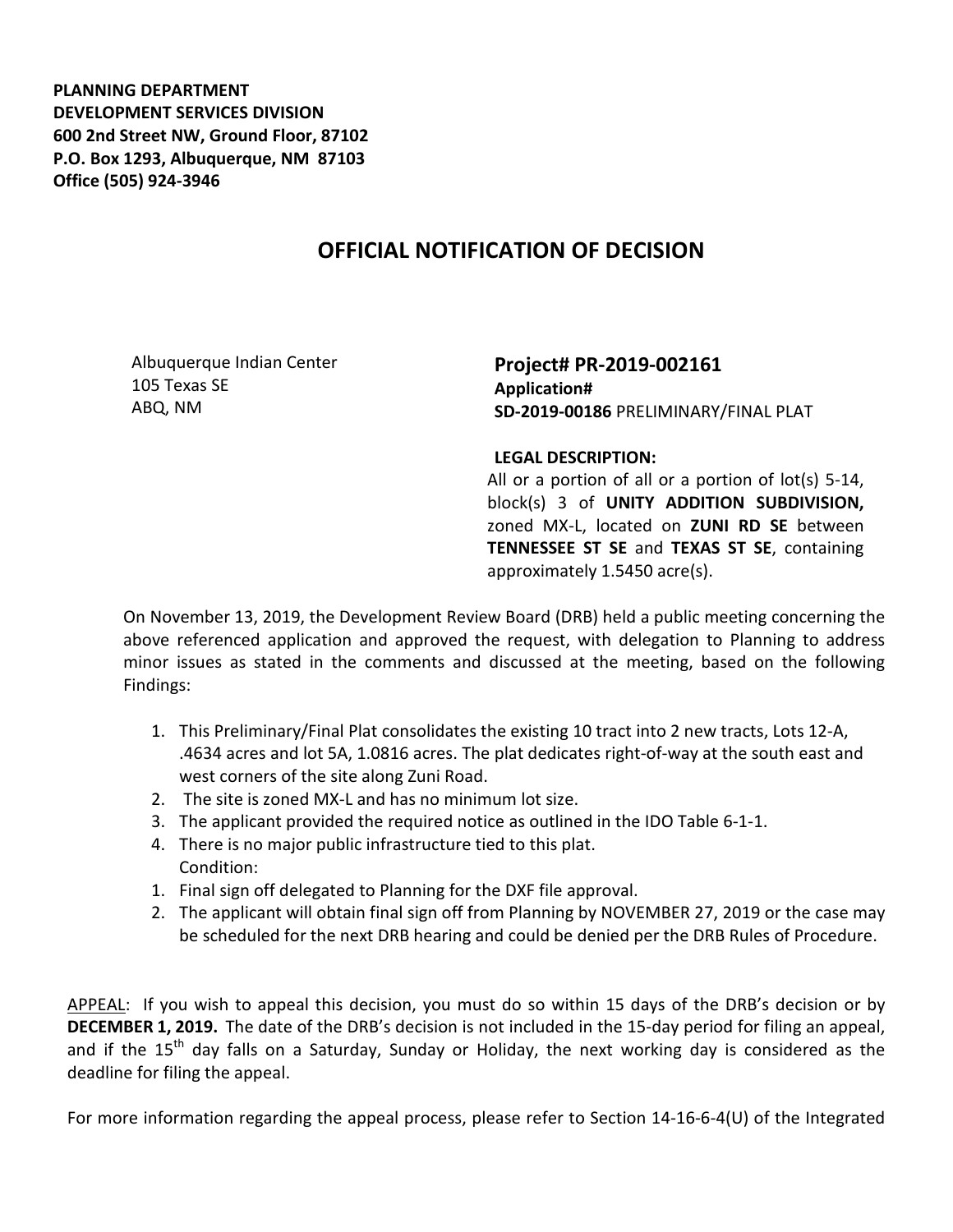**PLANNING DEPARTMENT**
**DEVELOPMENT SERVICES DIVISION**
**600 2nd Street NW, Ground Floor, 87102**
**P.O. Box 1293, Albuquerque, NM 87103**
**Office (505) 924-3946**

# OFFICIAL NOTIFICATION OF DECISION

Albuquerque Indian Center
105 Texas SE
ABQ, NM

**Project# PR-2019-002161**
**Application#**
**SD-2019-00186** PRELIMINARY/FINAL PLAT

**LEGAL DESCRIPTION:**
All or a portion of all or a portion of lot(s) 5-14, block(s) 3 of **UNITY ADDITION SUBDIVISION,** zoned MX-L, located on **ZUNI RD SE** between **TENNESSEE ST SE** and **TEXAS ST SE**, containing approximately 1.5450 acre(s).

On November 13, 2019, the Development Review Board (DRB) held a public meeting concerning the above referenced application and approved the request, with delegation to Planning to address minor issues as stated in the comments and discussed at the meeting, based on the following Findings:

1. This Preliminary/Final Plat consolidates the existing 10 tract into 2 new tracts, Lots 12-A, .4634 acres and lot 5A, 1.0816 acres. The plat dedicates right-of-way at the south east and west corners of the site along Zuni Road.
2. The site is zoned MX-L and has no minimum lot size.
3. The applicant provided the required notice as outlined in the IDO Table 6-1-1.
4. There is no major public infrastructure tied to this plat.

Condition:

1. Final sign off delegated to Planning for the DXF file approval.
2. The applicant will obtain final sign off from Planning by NOVEMBER 27, 2019 or the case may be scheduled for the next DRB hearing and could be denied per the DRB Rules of Procedure.

APPEAL: If you wish to appeal this decision, you must do so within 15 days of the DRB's decision or by **DECEMBER 1, 2019.** The date of the DRB's decision is not included in the 15-day period for filing an appeal, and if the 15th day falls on a Saturday, Sunday or Holiday, the next working day is considered as the deadline for filing the appeal.

For more information regarding the appeal process, please refer to Section 14-16-6-4(U) of the Integrated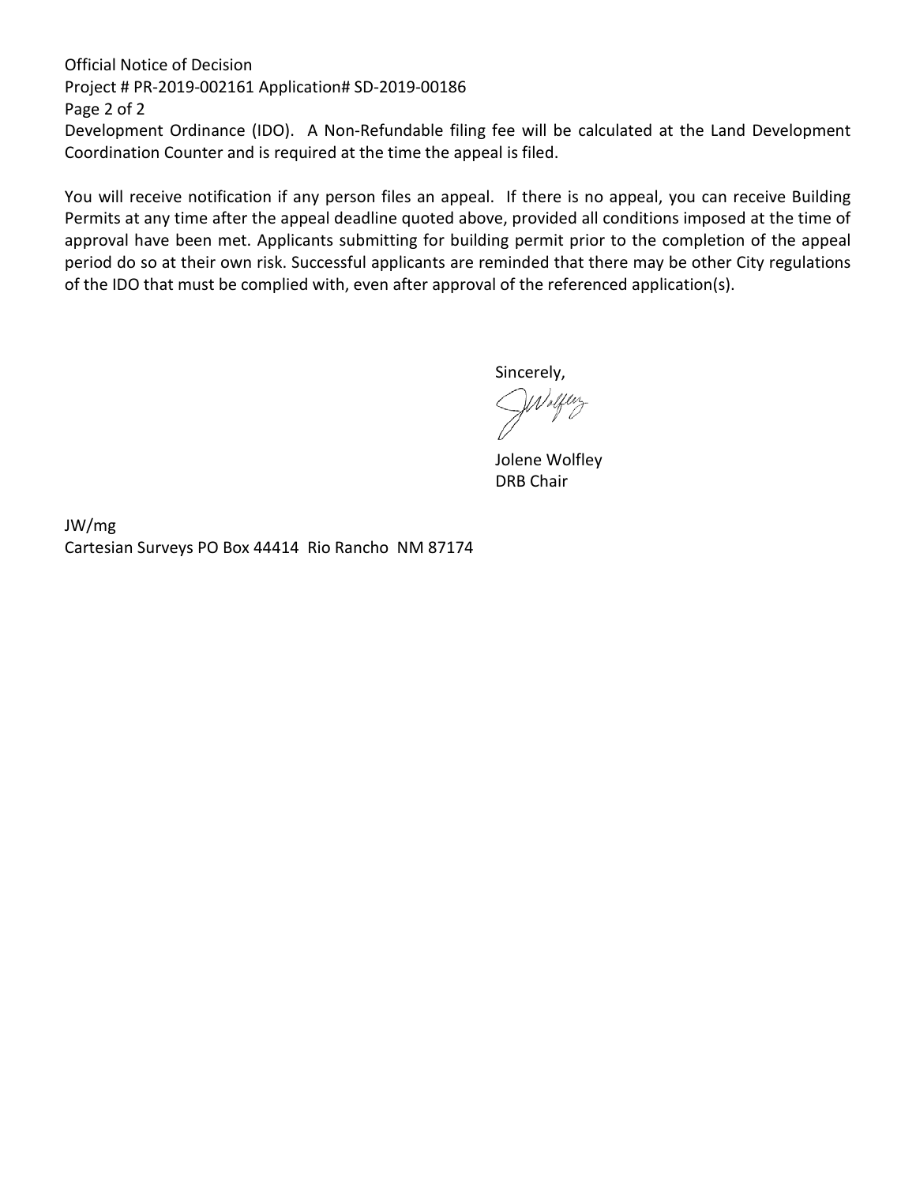Development Ordinance (IDO). A Non-Refundable filing fee will be calculated at the Land Development Coordination Counter and is required at the time the appeal is filed.

You will receive notification if any person files an appeal. If there is no appeal, you can receive Building Permits at any time after the appeal deadline quoted above, provided all conditions imposed at the time of approval have been met. Applicants submitting for building permit prior to the completion of the appeal period do so at their own risk. Successful applicants are reminded that there may be other City regulations of the IDO that must be complied with, even after approval of the referenced application(s).

Sincerely,

Jolene Wolfley
DRB Chair

JW/mg
Cartesian Surveys PO Box 44414 Rio Rancho NM 87174